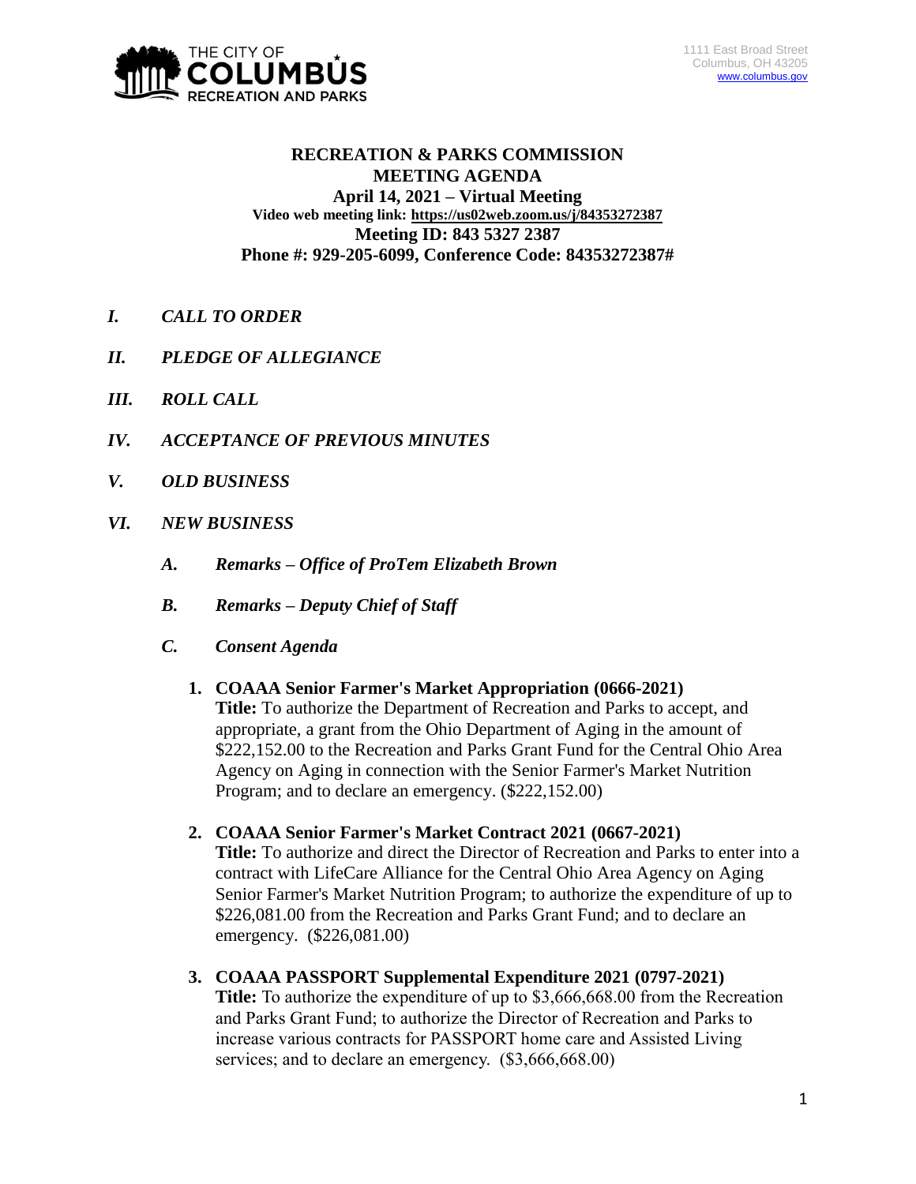THE CITY OF COLUMBUS RECREATION AND PARKS

1111 East Broad Street
Columbus, OH 43205
www.columbus.gov

# RECREATION & PARKS COMMISSION MEETING AGENDA

**April 14, 2021 – Virtual Meeting**
**Video web meeting link: https://us02web.zoom.us/j/84353272387**
**Meeting ID: 843 5327 2387**
**Phone #: 929-205-6099, Conference Code: 84353272387#**

## *I. CALL TO ORDER*

## *II. PLEDGE OF ALLEGIANCE*

## *III. ROLL CALL*

## *IV. ACCEPTANCE OF PREVIOUS MINUTES*

## *V. OLD BUSINESS*

## *VI. NEW BUSINESS*

### *A. Remarks – Office of ProTem Elizabeth Brown*

### *B. Remarks – Deputy Chief of Staff*

### *C. Consent Agenda*

1. **COAAA Senior Farmer's Market Appropriation (0666-2021)**
   **Title:** To authorize the Department of Recreation and Parks to accept, and appropriate, a grant from the Ohio Department of Aging in the amount of $222,152.00 to the Recreation and Parks Grant Fund for the Central Ohio Area Agency on Aging in connection with the Senior Farmer's Market Nutrition Program; and to declare an emergency. ($222,152.00)

2. **COAAA Senior Farmer's Market Contract 2021 (0667-2021)**
   **Title:** To authorize and direct the Director of Recreation and Parks to enter into a contract with LifeCare Alliance for the Central Ohio Area Agency on Aging Senior Farmer's Market Nutrition Program; to authorize the expenditure of up to $226,081.00 from the Recreation and Parks Grant Fund; and to declare an emergency. ($226,081.00)

3. **COAAA PASSPORT Supplemental Expenditure 2021 (0797-2021)**
   **Title:** To authorize the expenditure of up to $3,666,668.00 from the Recreation and Parks Grant Fund; to authorize the Director of Recreation and Parks to increase various contracts for PASSPORT home care and Assisted Living services; and to declare an emergency. ($3,666,668.00)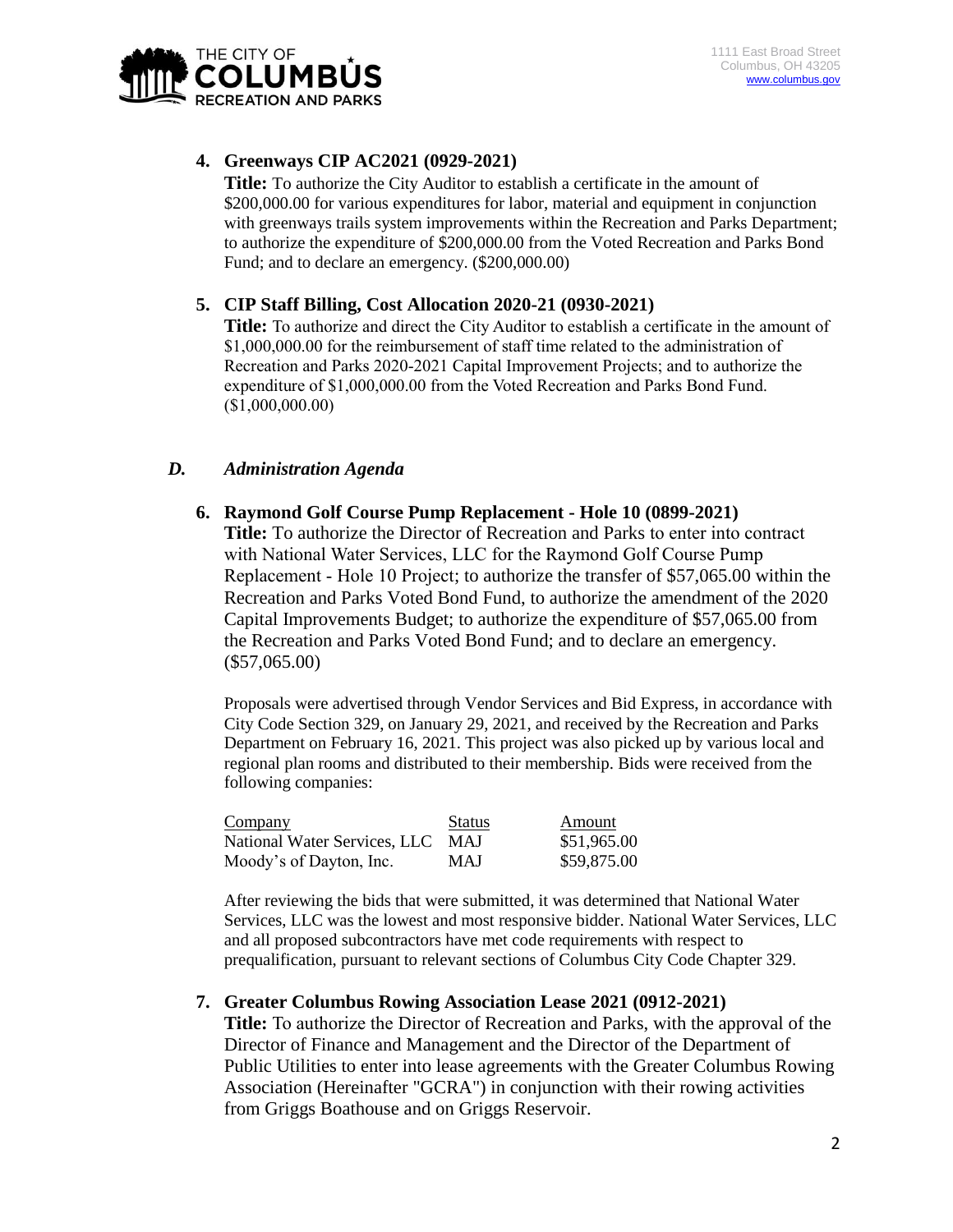**4. Greenways CIP AC2021 (0929-2021)**

**Title:** To authorize the City Auditor to establish a certificate in the amount of $200,000.00 for various expenditures for labor, material and equipment in conjunction with greenways trails system improvements within the Recreation and Parks Department; to authorize the expenditure of $200,000.00 from the Voted Recreation and Parks Bond Fund; and to declare an emergency. ($200,000.00)

**5. CIP Staff Billing, Cost Allocation 2020-21 (0930-2021)**

**Title:** To authorize and direct the City Auditor to establish a certificate in the amount of $1,000,000.00 for the reimbursement of staff time related to the administration of Recreation and Parks 2020-2021 Capital Improvement Projects; and to authorize the expenditure of $1,000,000.00 from the Voted Recreation and Parks Bond Fund. ($1,000,000.00)

### *D. Administration Agenda*

**6. Raymond Golf Course Pump Replacement - Hole 10 (0899-2021)**

**Title:** To authorize the Director of Recreation and Parks to enter into contract with National Water Services, LLC for the Raymond Golf Course Pump Replacement - Hole 10 Project; to authorize the transfer of $57,065.00 within the Recreation and Parks Voted Bond Fund, to authorize the amendment of the 2020 Capital Improvements Budget; to authorize the expenditure of $57,065.00 from the Recreation and Parks Voted Bond Fund; and to declare an emergency. ($57,065.00)

Proposals were advertised through Vendor Services and Bid Express, in accordance with City Code Section 329, on January 29, 2021, and received by the Recreation and Parks Department on February 16, 2021. This project was also picked up by various local and regional plan rooms and distributed to their membership. Bids were received from the following companies:

| Company | Status | Amount |
|---|---|---|
| National Water Services, LLC | MAJ | $51,965.00 |
| Moody's of Dayton, Inc. | MAJ | $59,875.00 |

After reviewing the bids that were submitted, it was determined that National Water Services, LLC was the lowest and most responsive bidder. National Water Services, LLC and all proposed subcontractors have met code requirements with respect to prequalification, pursuant to relevant sections of Columbus City Code Chapter 329.

**7. Greater Columbus Rowing Association Lease 2021 (0912-2021)**

**Title:** To authorize the Director of Recreation and Parks, with the approval of the Director of Finance and Management and the Director of the Department of Public Utilities to enter into lease agreements with the Greater Columbus Rowing Association (Hereinafter "GCRA") in conjunction with their rowing activities from Griggs Boathouse and on Griggs Reservoir.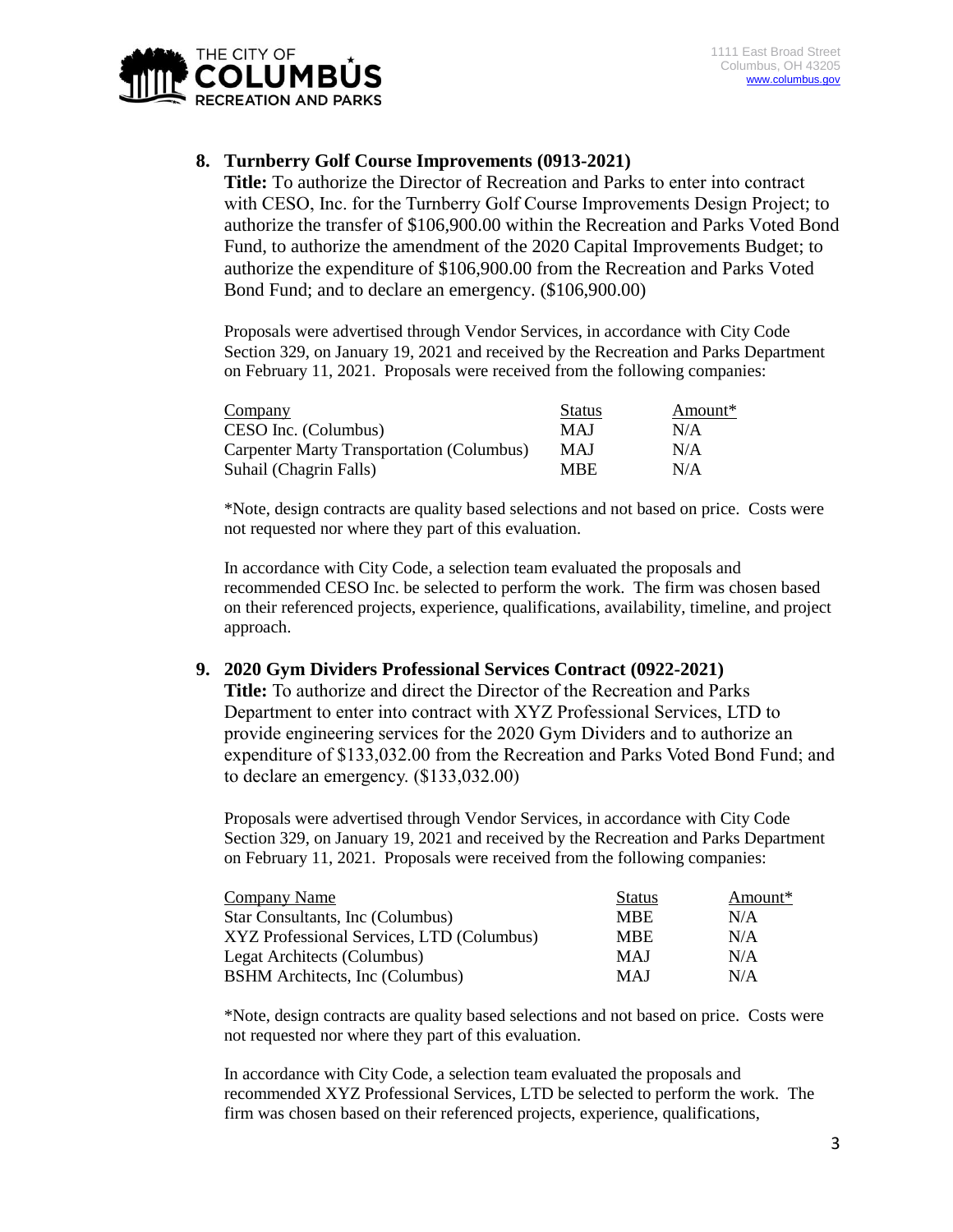**8. Turnberry Golf Course Improvements (0913-2021)**

**Title:** To authorize the Director of Recreation and Parks to enter into contract with CESO, Inc. for the Turnberry Golf Course Improvements Design Project; to authorize the transfer of $106,900.00 within the Recreation and Parks Voted Bond Fund, to authorize the amendment of the 2020 Capital Improvements Budget; to authorize the expenditure of $106,900.00 from the Recreation and Parks Voted Bond Fund; and to declare an emergency. ($106,900.00)

Proposals were advertised through Vendor Services, in accordance with City Code Section 329, on January 19, 2021 and received by the Recreation and Parks Department on February 11, 2021. Proposals were received from the following companies:

| Company | Status | Amount* |
|---|---|---|
| CESO Inc. (Columbus) | MAJ | N/A |
| Carpenter Marty Transportation (Columbus) | MAJ | N/A |
| Suhail (Chagrin Falls) | MBE | N/A |

*Note, design contracts are quality based selections and not based on price. Costs were not requested nor where they part of this evaluation.

In accordance with City Code, a selection team evaluated the proposals and recommended CESO Inc. be selected to perform the work. The firm was chosen based on their referenced projects, experience, qualifications, availability, timeline, and project approach.

**9. 2020 Gym Dividers Professional Services Contract (0922-2021)**

**Title:** To authorize and direct the Director of the Recreation and Parks Department to enter into contract with XYZ Professional Services, LTD to provide engineering services for the 2020 Gym Dividers and to authorize an expenditure of $133,032.00 from the Recreation and Parks Voted Bond Fund; and to declare an emergency. ($133,032.00)

Proposals were advertised through Vendor Services, in accordance with City Code Section 329, on January 19, 2021 and received by the Recreation and Parks Department on February 11, 2021. Proposals were received from the following companies:

| Company Name | Status | Amount* |
|---|---|---|
| Star Consultants, Inc (Columbus) | MBE | N/A |
| XYZ Professional Services, LTD (Columbus) | MBE | N/A |
| Legat Architects (Columbus) | MAJ | N/A |
| BSHM Architects, Inc (Columbus) | MAJ | N/A |

*Note, design contracts are quality based selections and not based on price. Costs were not requested nor where they part of this evaluation.

In accordance with City Code, a selection team evaluated the proposals and recommended XYZ Professional Services, LTD be selected to perform the work. The firm was chosen based on their referenced projects, experience, qualifications,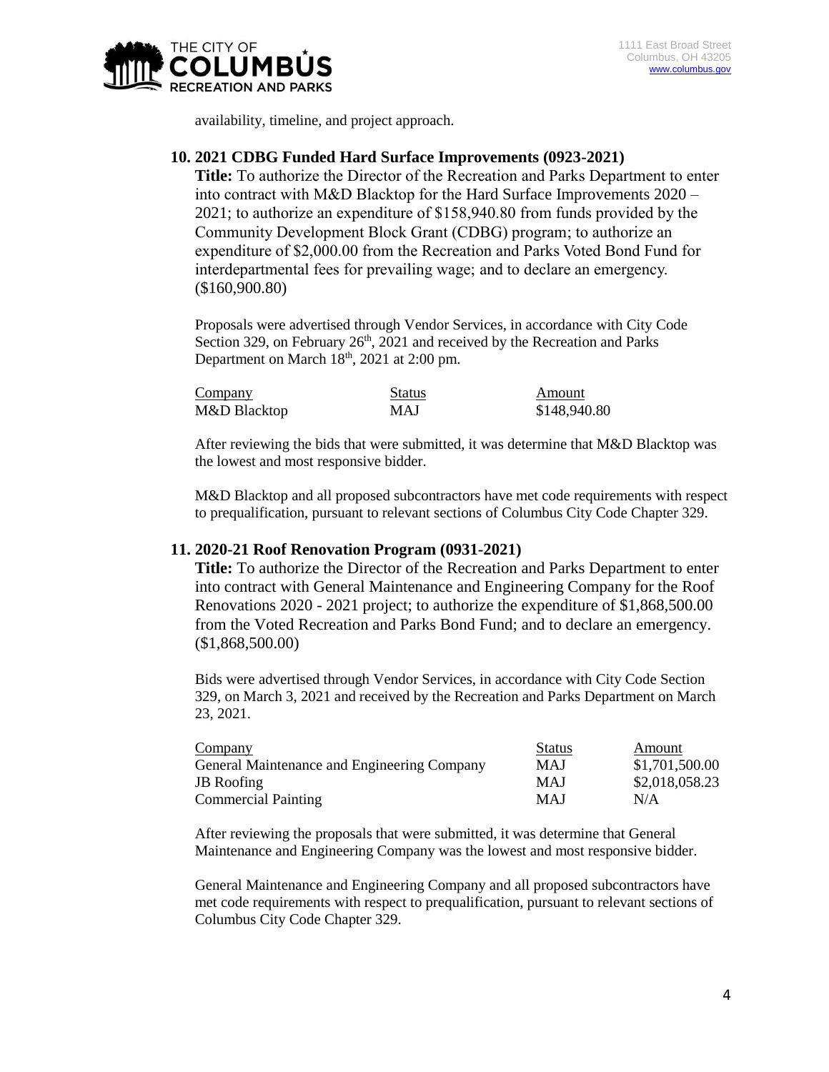availability, timeline, and project approach.

## 10. 2021 CDBG Funded Hard Surface Improvements (0923-2021)

**Title:** To authorize the Director of the Recreation and Parks Department to enter into contract with M&D Blacktop for the Hard Surface Improvements 2020 – 2021; to authorize an expenditure of $158,940.80 from funds provided by the Community Development Block Grant (CDBG) program; to authorize an expenditure of $2,000.00 from the Recreation and Parks Voted Bond Fund for interdepartmental fees for prevailing wage; and to declare an emergency. ($160,900.80)

Proposals were advertised through Vendor Services, in accordance with City Code Section 329, on February 26th, 2021 and received by the Recreation and Parks Department on March 18th, 2021 at 2:00 pm.

| Company | Status | Amount |
| --- | --- | --- |
| M&D Blacktop | MAJ | $148,940.80 |

After reviewing the bids that were submitted, it was determine that M&D Blacktop was the lowest and most responsive bidder.

M&D Blacktop and all proposed subcontractors have met code requirements with respect to prequalification, pursuant to relevant sections of Columbus City Code Chapter 329.

## 11. 2020-21 Roof Renovation Program (0931-2021)

**Title:** To authorize the Director of the Recreation and Parks Department to enter into contract with General Maintenance and Engineering Company for the Roof Renovations 2020 - 2021 project; to authorize the expenditure of $1,868,500.00 from the Voted Recreation and Parks Bond Fund; and to declare an emergency. ($1,868,500.00)

Bids were advertised through Vendor Services, in accordance with City Code Section 329, on March 3, 2021 and received by the Recreation and Parks Department on March 23, 2021.

| Company | Status | Amount |
| --- | --- | --- |
| General Maintenance and Engineering Company | MAJ | $1,701,500.00 |
| JB Roofing | MAJ | $2,018,058.23 |
| Commercial Painting | MAJ | N/A |

After reviewing the proposals that were submitted, it was determine that General Maintenance and Engineering Company was the lowest and most responsive bidder.

General Maintenance and Engineering Company and all proposed subcontractors have met code requirements with respect to prequalification, pursuant to relevant sections of Columbus City Code Chapter 329.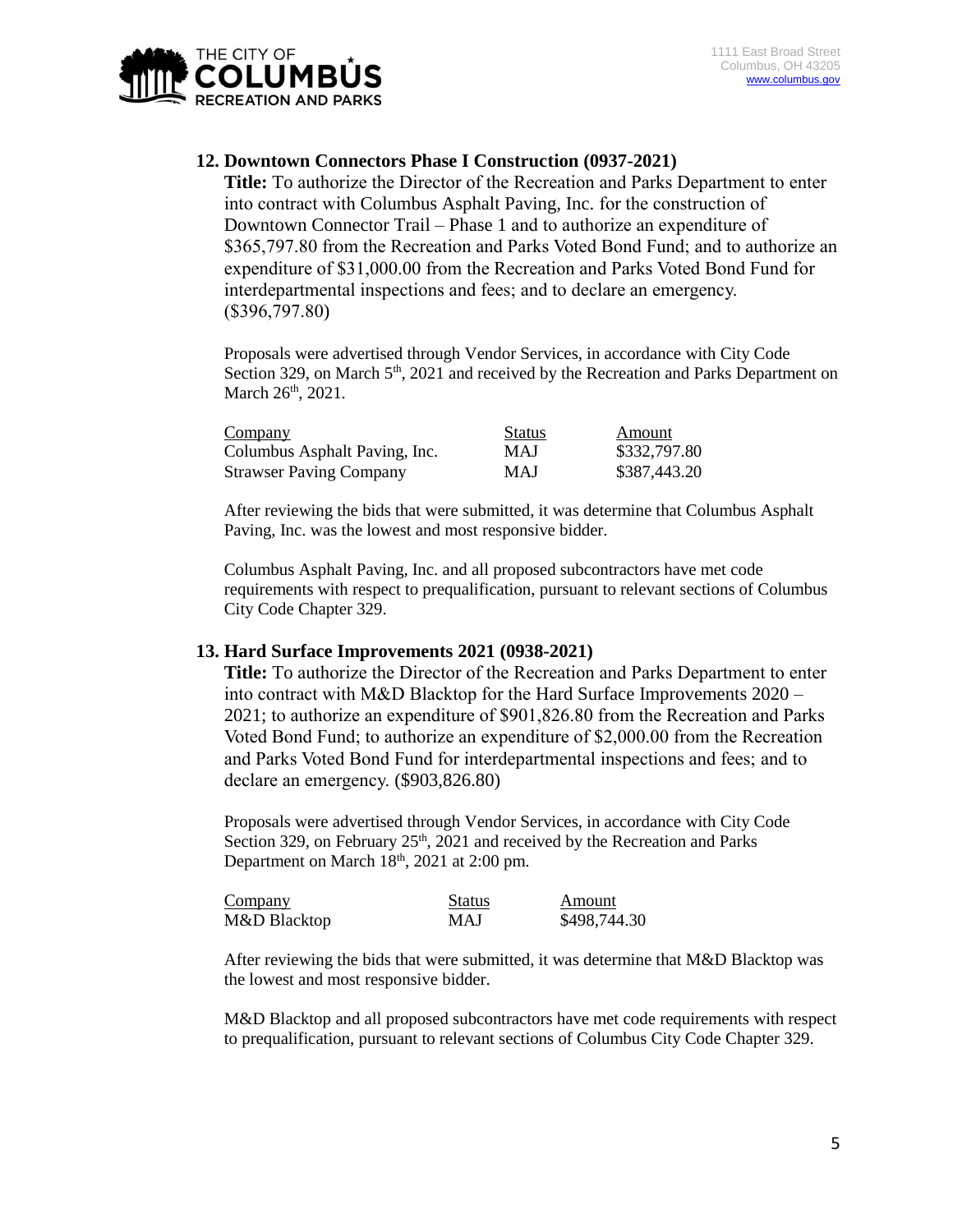## 12. Downtown Connectors Phase I Construction (0937-2021)

**Title:** To authorize the Director of the Recreation and Parks Department to enter into contract with Columbus Asphalt Paving, Inc. for the construction of Downtown Connector Trail – Phase 1 and to authorize an expenditure of $365,797.80 from the Recreation and Parks Voted Bond Fund; and to authorize an expenditure of $31,000.00 from the Recreation and Parks Voted Bond Fund for interdepartmental inspections and fees; and to declare an emergency. ($396,797.80)

Proposals were advertised through Vendor Services, in accordance with City Code Section 329, on March 5th, 2021 and received by the Recreation and Parks Department on March 26th, 2021.

| Company | Status | Amount |
|---|---|---|
| Columbus Asphalt Paving, Inc. | MAJ | $332,797.80 |
| Strawser Paving Company | MAJ | $387,443.20 |

After reviewing the bids that were submitted, it was determine that Columbus Asphalt Paving, Inc. was the lowest and most responsive bidder.

Columbus Asphalt Paving, Inc. and all proposed subcontractors have met code requirements with respect to prequalification, pursuant to relevant sections of Columbus City Code Chapter 329.

## 13. Hard Surface Improvements 2021 (0938-2021)

**Title:** To authorize the Director of the Recreation and Parks Department to enter into contract with M&D Blacktop for the Hard Surface Improvements 2020 – 2021; to authorize an expenditure of $901,826.80 from the Recreation and Parks Voted Bond Fund; to authorize an expenditure of $2,000.00 from the Recreation and Parks Voted Bond Fund for interdepartmental inspections and fees; and to declare an emergency. ($903,826.80)

Proposals were advertised through Vendor Services, in accordance with City Code Section 329, on February 25th, 2021 and received by the Recreation and Parks Department on March 18th, 2021 at 2:00 pm.

| Company | Status | Amount |
|---|---|---|
| M&D Blacktop | MAJ | $498,744.30 |

After reviewing the bids that were submitted, it was determine that M&D Blacktop was the lowest and most responsive bidder.

M&D Blacktop and all proposed subcontractors have met code requirements with respect to prequalification, pursuant to relevant sections of Columbus City Code Chapter 329.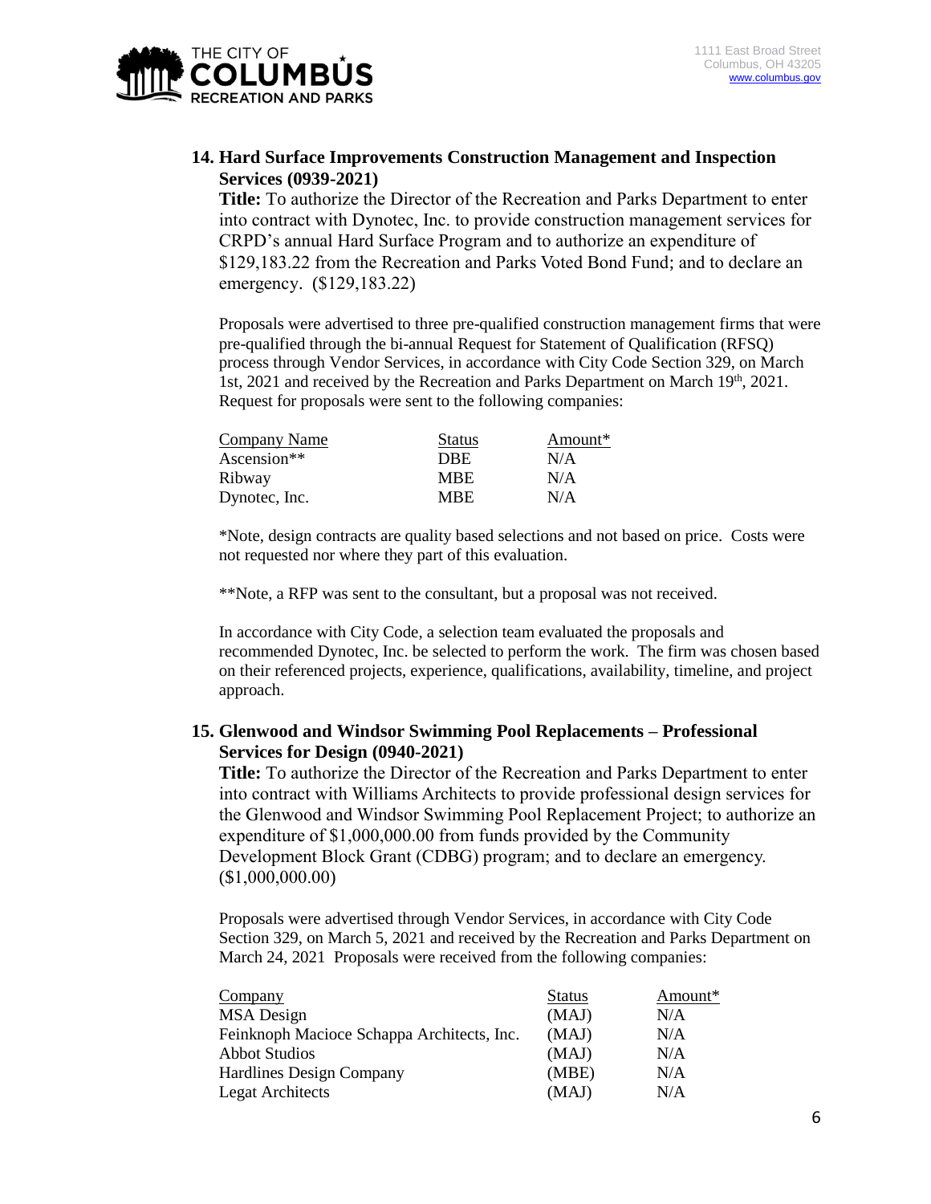## 14. Hard Surface Improvements Construction Management and Inspection Services (0939-2021)

**Title:** To authorize the Director of the Recreation and Parks Department to enter into contract with Dynotec, Inc. to provide construction management services for CRPD's annual Hard Surface Program and to authorize an expenditure of $129,183.22 from the Recreation and Parks Voted Bond Fund; and to declare an emergency. ($129,183.22)

Proposals were advertised to three pre-qualified construction management firms that were pre-qualified through the bi-annual Request for Statement of Qualification (RFSQ) process through Vendor Services, in accordance with City Code Section 329, on March 1st, 2021 and received by the Recreation and Parks Department on March 19th, 2021. Request for proposals were sent to the following companies:

| Company Name | Status | Amount* |
|---|---|---|
| Ascension** | DBE | N/A |
| Ribway | MBE | N/A |
| Dynotec, Inc. | MBE | N/A |

*Note, design contracts are quality based selections and not based on price. Costs were not requested nor where they part of this evaluation.

**Note, a RFP was sent to the consultant, but a proposal was not received.

In accordance with City Code, a selection team evaluated the proposals and recommended Dynotec, Inc. be selected to perform the work. The firm was chosen based on their referenced projects, experience, qualifications, availability, timeline, and project approach.

## 15. Glenwood and Windsor Swimming Pool Replacements – Professional Services for Design (0940-2021)

**Title:** To authorize the Director of the Recreation and Parks Department to enter into contract with Williams Architects to provide professional design services for the Glenwood and Windsor Swimming Pool Replacement Project; to authorize an expenditure of $1,000,000.00 from funds provided by the Community Development Block Grant (CDBG) program; and to declare an emergency. ($1,000,000.00)

Proposals were advertised through Vendor Services, in accordance with City Code Section 329, on March 5, 2021 and received by the Recreation and Parks Department on March 24, 2021 Proposals were received from the following companies:

| Company | Status | Amount* |
|---|---|---|
| MSA Design | (MAJ) | N/A |
| Feinknoph Macioce Schappa Architects, Inc. | (MAJ) | N/A |
| Abbot Studios | (MAJ) | N/A |
| Hardlines Design Company | (MBE) | N/A |
| Legat Architects | (MAJ) | N/A |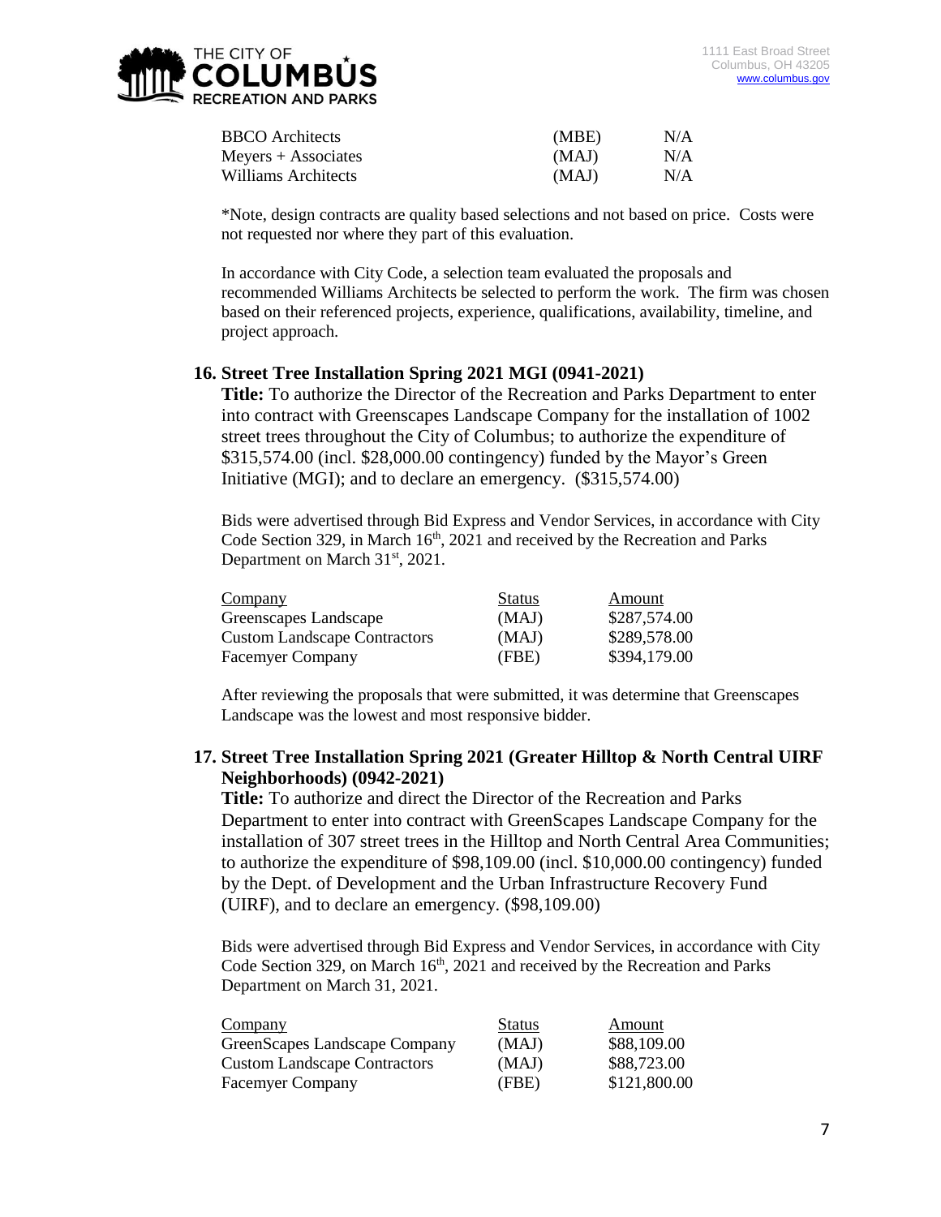| | | |
|---|---|---|
| BBCO Architects | (MBE) | N/A |
| Meyers + Associates | (MAJ) | N/A |
| Williams Architects | (MAJ) | N/A |

*Note, design contracts are quality based selections and not based on price. Costs were not requested nor where they part of this evaluation.

In accordance with City Code, a selection team evaluated the proposals and recommended Williams Architects be selected to perform the work. The firm was chosen based on their referenced projects, experience, qualifications, availability, timeline, and project approach.

### 16. Street Tree Installation Spring 2021 MGI (0941-2021)

**Title:** To authorize the Director of the Recreation and Parks Department to enter into contract with Greenscapes Landscape Company for the installation of 1002 street trees throughout the City of Columbus; to authorize the expenditure of $315,574.00 (incl. $28,000.00 contingency) funded by the Mayor's Green Initiative (MGI); and to declare an emergency. ($315,574.00)

Bids were advertised through Bid Express and Vendor Services, in accordance with City Code Section 329, in March 16th, 2021 and received by the Recreation and Parks Department on March 31st, 2021.

| Company | Status | Amount |
|---|---|---|
| Greenscapes Landscape | (MAJ) | $287,574.00 |
| Custom Landscape Contractors | (MAJ) | $289,578.00 |
| Facemyer Company | (FBE) | $394,179.00 |

After reviewing the proposals that were submitted, it was determine that Greenscapes Landscape was the lowest and most responsive bidder.

### 17. Street Tree Installation Spring 2021 (Greater Hilltop & North Central UIRF Neighborhoods) (0942-2021)

**Title:** To authorize and direct the Director of the Recreation and Parks Department to enter into contract with GreenScapes Landscape Company for the installation of 307 street trees in the Hilltop and North Central Area Communities; to authorize the expenditure of $98,109.00 (incl. $10,000.00 contingency) funded by the Dept. of Development and the Urban Infrastructure Recovery Fund (UIRF), and to declare an emergency. ($98,109.00)

Bids were advertised through Bid Express and Vendor Services, in accordance with City Code Section 329, on March 16th, 2021 and received by the Recreation and Parks Department on March 31, 2021.

| Company | Status | Amount |
|---|---|---|
| GreenScapes Landscape Company | (MAJ) | $88,109.00 |
| Custom Landscape Contractors | (MAJ) | $88,723.00 |
| Facemyer Company | (FBE) | $121,800.00 |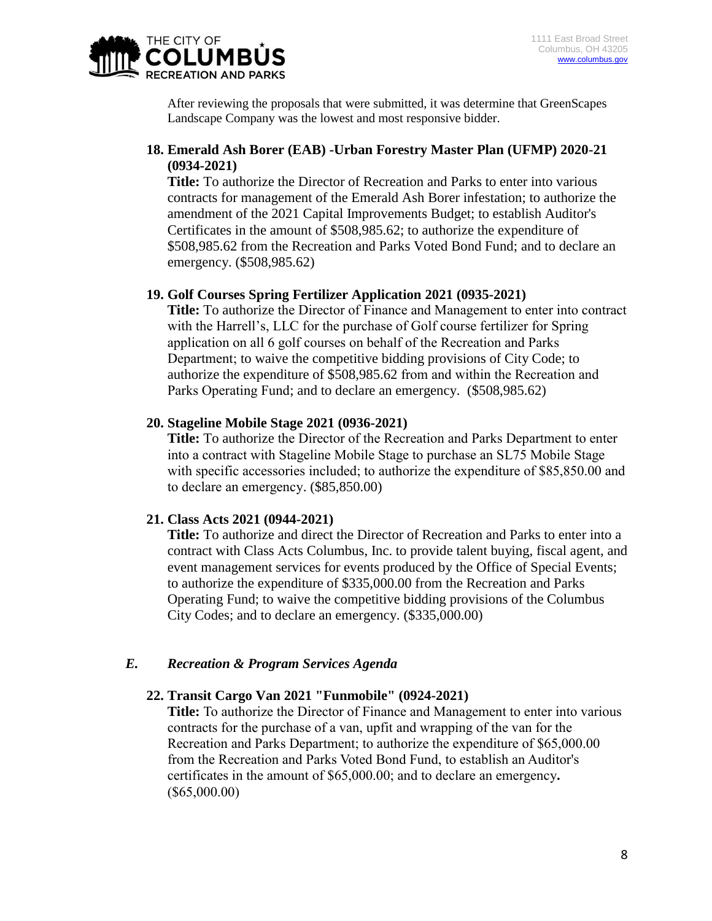After reviewing the proposals that were submitted, it was determine that GreenScapes Landscape Company was the lowest and most responsive bidder.

**18. Emerald Ash Borer (EAB) -Urban Forestry Master Plan (UFMP) 2020-21 (0934-2021)**

**Title:** To authorize the Director of Recreation and Parks to enter into various contracts for management of the Emerald Ash Borer infestation; to authorize the amendment of the 2021 Capital Improvements Budget; to establish Auditor's Certificates in the amount of $508,985.62; to authorize the expenditure of $508,985.62 from the Recreation and Parks Voted Bond Fund; and to declare an emergency. ($508,985.62)

**19. Golf Courses Spring Fertilizer Application 2021 (0935-2021)**

**Title:** To authorize the Director of Finance and Management to enter into contract with the Harrell's, LLC for the purchase of Golf course fertilizer for Spring application on all 6 golf courses on behalf of the Recreation and Parks Department; to waive the competitive bidding provisions of City Code; to authorize the expenditure of $508,985.62 from and within the Recreation and Parks Operating Fund; and to declare an emergency. ($508,985.62)

**20. Stageline Mobile Stage 2021 (0936-2021)**

**Title:** To authorize the Director of the Recreation and Parks Department to enter into a contract with Stageline Mobile Stage to purchase an SL75 Mobile Stage with specific accessories included; to authorize the expenditure of $85,850.00 and to declare an emergency. ($85,850.00)

**21. Class Acts 2021 (0944-2021)**

**Title:** To authorize and direct the Director of Recreation and Parks to enter into a contract with Class Acts Columbus, Inc. to provide talent buying, fiscal agent, and event management services for events produced by the Office of Special Events; to authorize the expenditure of $335,000.00 from the Recreation and Parks Operating Fund; to waive the competitive bidding provisions of the Columbus City Codes; and to declare an emergency. ($335,000.00)

### *E. Recreation & Program Services Agenda*

**22. Transit Cargo Van 2021 "Funmobile" (0924-2021)**

**Title:** To authorize the Director of Finance and Management to enter into various contracts for the purchase of a van, upfit and wrapping of the van for the Recreation and Parks Department; to authorize the expenditure of $65,000.00 from the Recreation and Parks Voted Bond Fund, to establish an Auditor's certificates in the amount of $65,000.00; and to declare an emergency. ($65,000.00)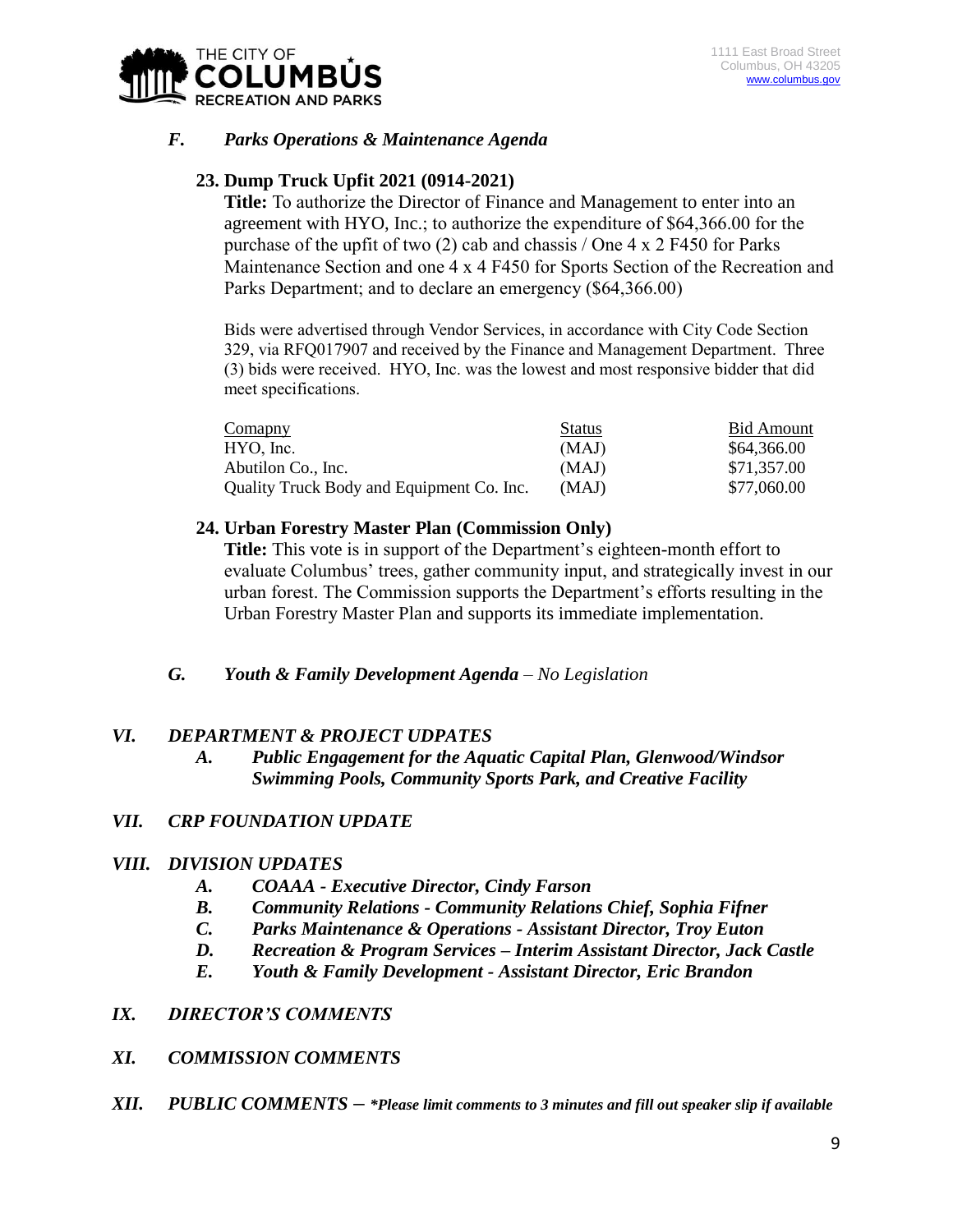### *F. Parks Operations & Maintenance Agenda*

**23. Dump Truck Upfit 2021 (0914-2021)**

**Title:** To authorize the Director of Finance and Management to enter into an agreement with HYO, Inc.; to authorize the expenditure of $64,366.00 for the purchase of the upfit of two (2) cab and chassis / One 4 x 2 F450 for Parks Maintenance Section and one 4 x 4 F450 for Sports Section of the Recreation and Parks Department; and to declare an emergency ($64,366.00)

Bids were advertised through Vendor Services, in accordance with City Code Section 329, via RFQ017907 and received by the Finance and Management Department. Three (3) bids were received. HYO, Inc. was the lowest and most responsive bidder that did meet specifications.

| Comapny | Status | Bid Amount |
|---|---|---|
| HYO, Inc. | (MAJ) | $64,366.00 |
| Abutilon Co., Inc. | (MAJ) | $71,357.00 |
| Quality Truck Body and Equipment Co. Inc. | (MAJ) | $77,060.00 |

**24. Urban Forestry Master Plan (Commission Only)**

**Title:** This vote is in support of the Department's eighteen-month effort to evaluate Columbus' trees, gather community input, and strategically invest in our urban forest. The Commission supports the Department's efforts resulting in the Urban Forestry Master Plan and supports its immediate implementation.

### *G. Youth & Family Development Agenda – No Legislation*

## *VI. DEPARTMENT & PROJECT UDPATES*

***A. Public Engagement for the Aquatic Capital Plan, Glenwood/Windsor Swimming Pools, Community Sports Park, and Creative Facility***

## *VII. CRP FOUNDATION UPDATE*

## *VIII. DIVISION UPDATES*

***A. COAAA - Executive Director, Cindy Farson***

***B. Community Relations - Community Relations Chief, Sophia Fifner***

***C. Parks Maintenance & Operations - Assistant Director, Troy Euton***

***D. Recreation & Program Services – Interim Assistant Director, Jack Castle***

***E. Youth & Family Development - Assistant Director, Eric Brandon***

## *IX. DIRECTOR'S COMMENTS*

## *XI. COMMISSION COMMENTS*

## *XII. PUBLIC COMMENTS – \*Please limit comments to 3 minutes and fill out speaker slip if available*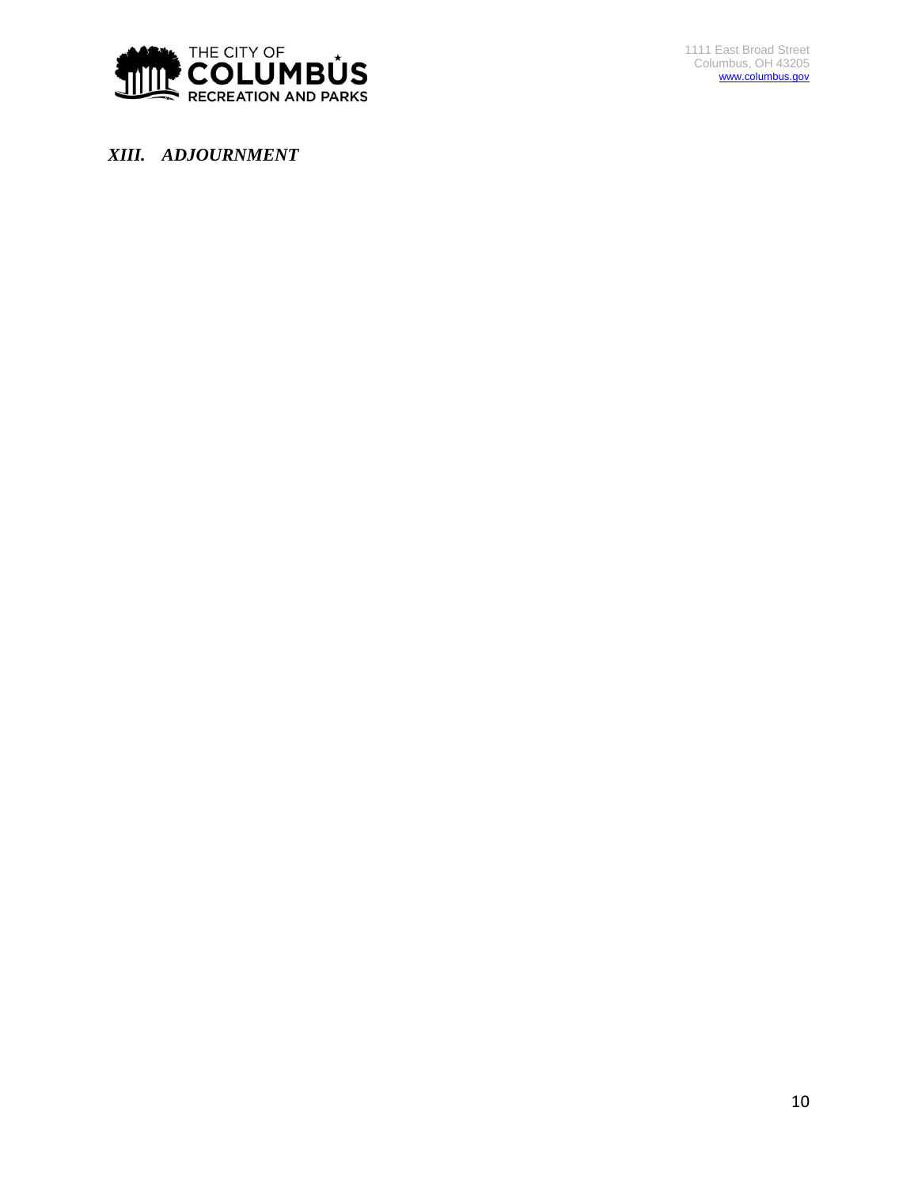### *XIII. ADJOURNMENT*